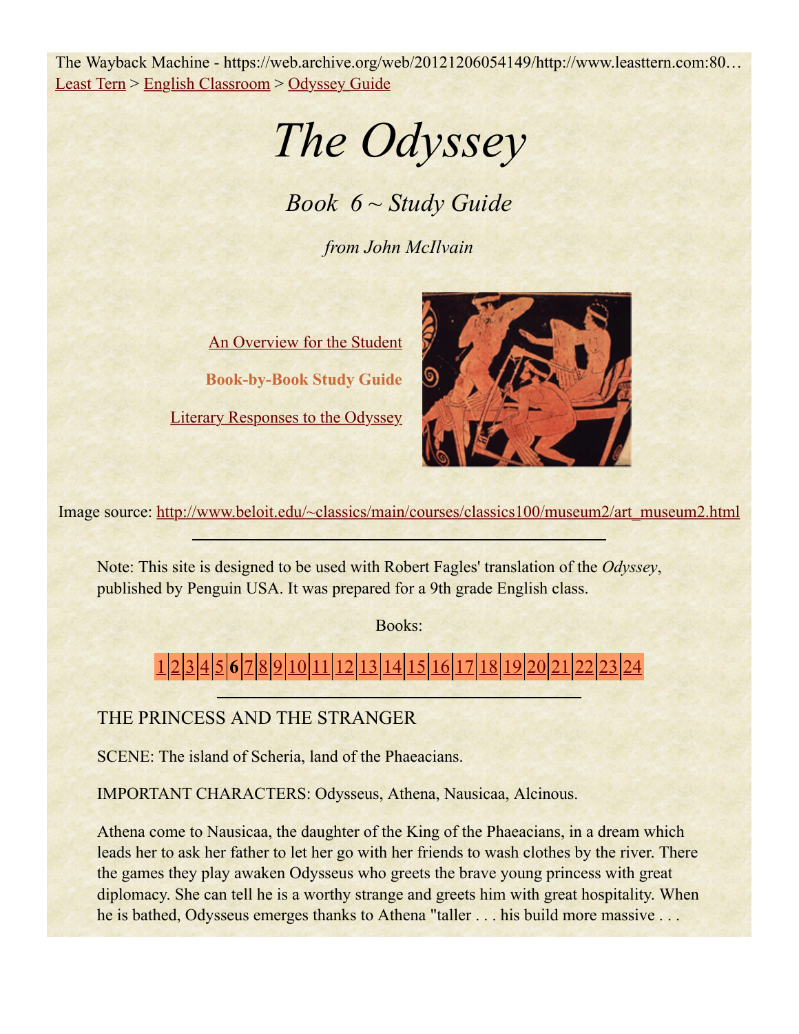The Wayback Machine - https://web.archive.org/web/20121206054149/http://www.leasttern.com:80…

Least Tern > English Classroom > Odyssey Guide

# *The Odyssey*

## *Book 6 ~ Study Guide*

*from John McIlvain*

An Overview for the Student

**Book-by-Book Study Guide**

Literary Responses to the Odyssey

Image source: http://www.beloit.edu/~classics/main/courses/classics100/museum2/art_museum2.html

---

Note: This site is designed to be used with Robert Fagles' translation of the *Odyssey*, published by Penguin USA. It was prepared for a 9th grade English class.

Books:

1 | 2 | 3 | 4 | 5 | **6** | 7 | 8 | 9 | 10 | 11 | 12 | 13 | 14 | 15 | 16 | 17 | 18 | 19 | 20 | 21 | 22 | 23 | 24

---

THE PRINCESS AND THE STRANGER

SCENE: The island of Scheria, land of the Phaeacians.

IMPORTANT CHARACTERS: Odysseus, Athena, Nausicaa, Alcinous.

Athena come to Nausicaa, the daughter of the King of the Phaeacians, in a dream which leads her to ask her father to let her go with her friends to wash clothes by the river. There the games they play awaken Odysseus who greets the brave young princess with great diplomacy. She can tell he is a worthy strange and greets him with great hospitality. When he is bathed, Odysseus emerges thanks to Athena "taller . . . his build more massive . . .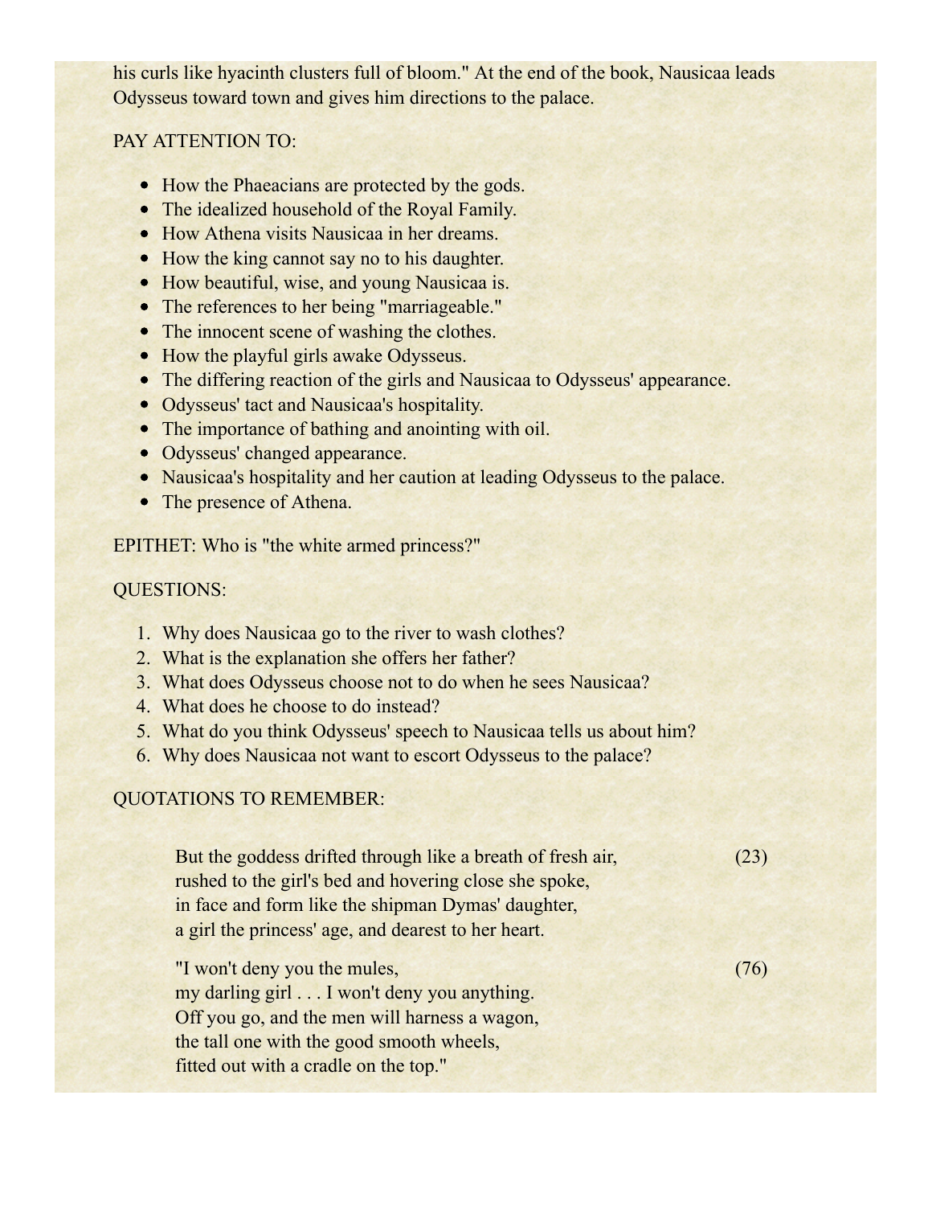his curls like hyacinth clusters full of bloom." At the end of the book, Nausicaa leads Odysseus toward town and gives him directions to the palace.

PAY ATTENTION TO:

- How the Phaeacians are protected by the gods.
- The idealized household of the Royal Family.
- How Athena visits Nausicaa in her dreams.
- How the king cannot say no to his daughter.
- How beautiful, wise, and young Nausicaa is.
- The references to her being "marriageable."
- The innocent scene of washing the clothes.
- How the playful girls awake Odysseus.
- The differing reaction of the girls and Nausicaa to Odysseus' appearance.
- Odysseus' tact and Nausicaa's hospitality.
- The importance of bathing and anointing with oil.
- Odysseus' changed appearance.
- Nausicaa's hospitality and her caution at leading Odysseus to the palace.
- The presence of Athena.

EPITHET: Who is "the white armed princess?"

QUESTIONS:

1. Why does Nausicaa go to the river to wash clothes?
2. What is the explanation she offers her father?
3. What does Odysseus choose not to do when he sees Nausicaa?
4. What does he choose to do instead?
5. What do you think Odysseus' speech to Nausicaa tells us about him?
6. Why does Nausicaa not want to escort Odysseus to the palace?

QUOTATIONS TO REMEMBER:

> But the goddess drifted through like a breath of fresh air, (23)
> rushed to the girl's bed and hovering close she spoke,
> in face and form like the shipman Dymas' daughter,
> a girl the princess' age, and dearest to her heart.

> "I won't deny you the mules, (76)
> my darling girl . . . I won't deny you anything.
> Off you go, and the men will harness a wagon,
> the tall one with the good smooth wheels,
> fitted out with a cradle on the top."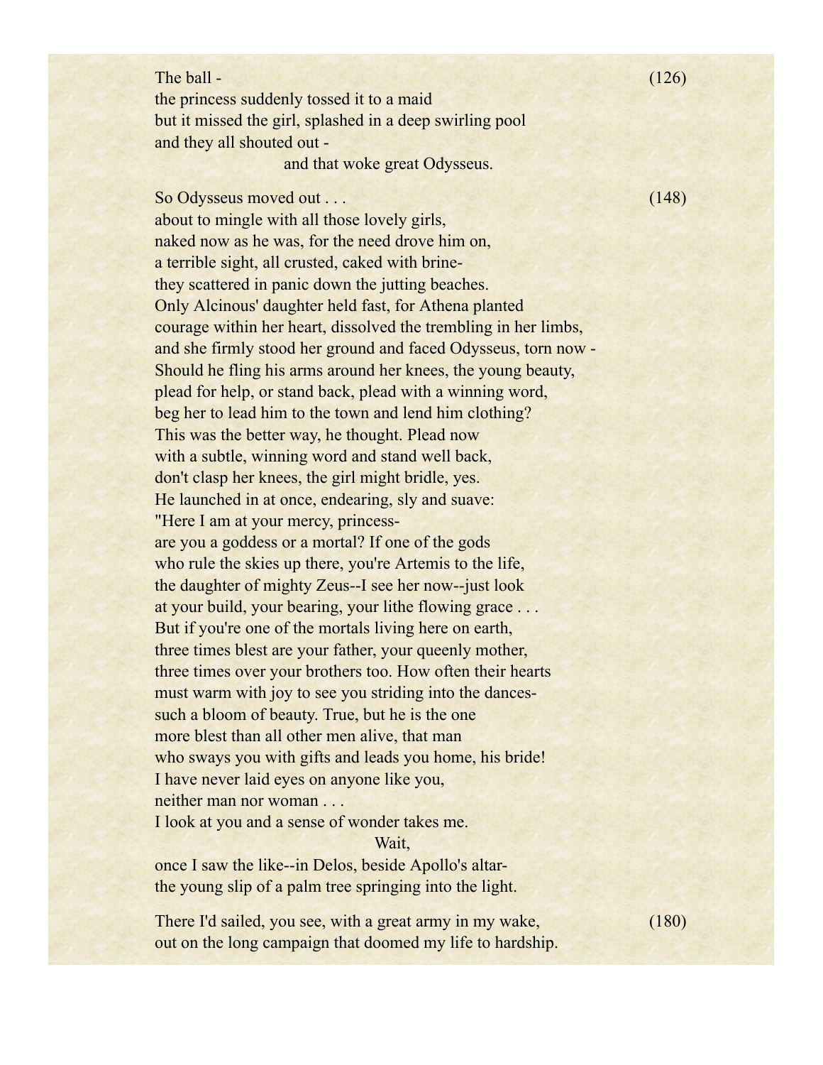The ball - (126)
the princess suddenly tossed it to a maid
but it missed the girl, splashed in a deep swirling pool
and they all shouted out -
and that woke great Odysseus.

So Odysseus moved out . . . (148)
about to mingle with all those lovely girls,
naked now as he was, for the need drove him on,
a terrible sight, all crusted, caked with brine-
they scattered in panic down the jutting beaches.
Only Alcinous' daughter held fast, for Athena planted
courage within her heart, dissolved the trembling in her limbs,
and she firmly stood her ground and faced Odysseus, torn now -
Should he fling his arms around her knees, the young beauty,
plead for help, or stand back, plead with a winning word,
beg her to lead him to the town and lend him clothing?
This was the better way, he thought. Plead now
with a subtle, winning word and stand well back,
don't clasp her knees, the girl might bridle, yes.
He launched in at once, endearing, sly and suave:
"Here I am at your mercy, princess-
are you a goddess or a mortal? If one of the gods
who rule the skies up there, you're Artemis to the life,
the daughter of mighty Zeus--I see her now--just look
at your build, your bearing, your lithe flowing grace . . .
But if you're one of the mortals living here on earth,
three times blest are your father, your queenly mother,
three times over your brothers too. How often their hearts
must warm with joy to see you striding into the dances-
such a bloom of beauty. True, but he is the one
more blest than all other men alive, that man
who sways you with gifts and leads you home, his bride!
I have never laid eyes on anyone like you,
neither man nor woman . . .
I look at you and a sense of wonder takes me.
Wait,
once I saw the like--in Delos, beside Apollo's altar-
the young slip of a palm tree springing into the light.

There I'd sailed, you see, with a great army in my wake, (180)
out on the long campaign that doomed my life to hardship.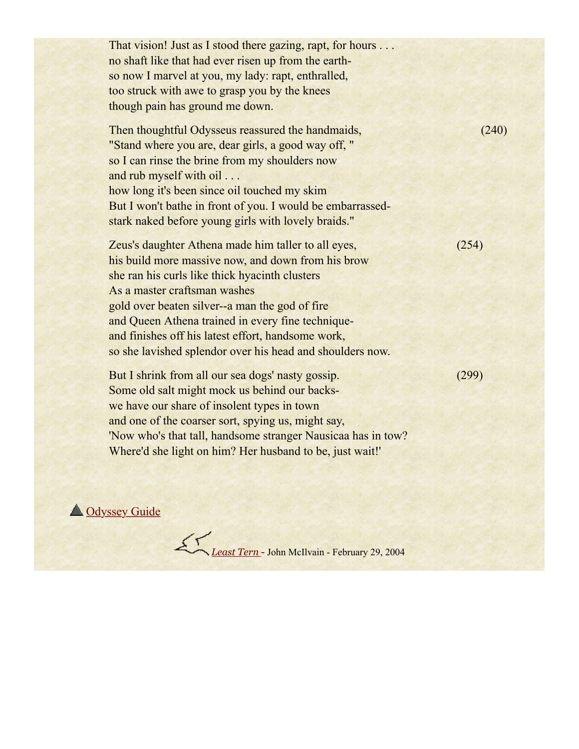That vision! Just as I stood there gazing, rapt, for hours . . .
no shaft like that had ever risen up from the earth-
so now I marvel at you, my lady: rapt, enthralled,
too struck with awe to grasp you by the knees
though pain has ground me down.

Then thoughtful Odysseus reassured the handmaids, (240)
"Stand where you are, dear girls, a good way off, "
so I can rinse the brine from my shoulders now
and rub myself with oil . . .
how long it's been since oil touched my skim
But I won't bathe in front of you. I would be embarrassed-
stark naked before young girls with lovely braids."

Zeus's daughter Athena made him taller to all eyes, (254)
his build more massive now, and down from his brow
she ran his curls like thick hyacinth clusters
As a master craftsman washes
gold over beaten silver--a man the god of fire
and Queen Athena trained in every fine technique-
and finishes off his latest effort, handsome work,
so she lavished splendor over his head and shoulders now.

But I shrink from all our sea dogs' nasty gossip. (299)
Some old salt might mock us behind our backs-
we have our share of insolent types in town
and one of the coarser sort, spying us, might say,
'Now who's that tall, handsome stranger Nausicaa has in tow?
Where'd she light on him? Her husband to be, just wait!'

Odyssey Guide

*Least Tern* - John McIlvain - February 29, 2004